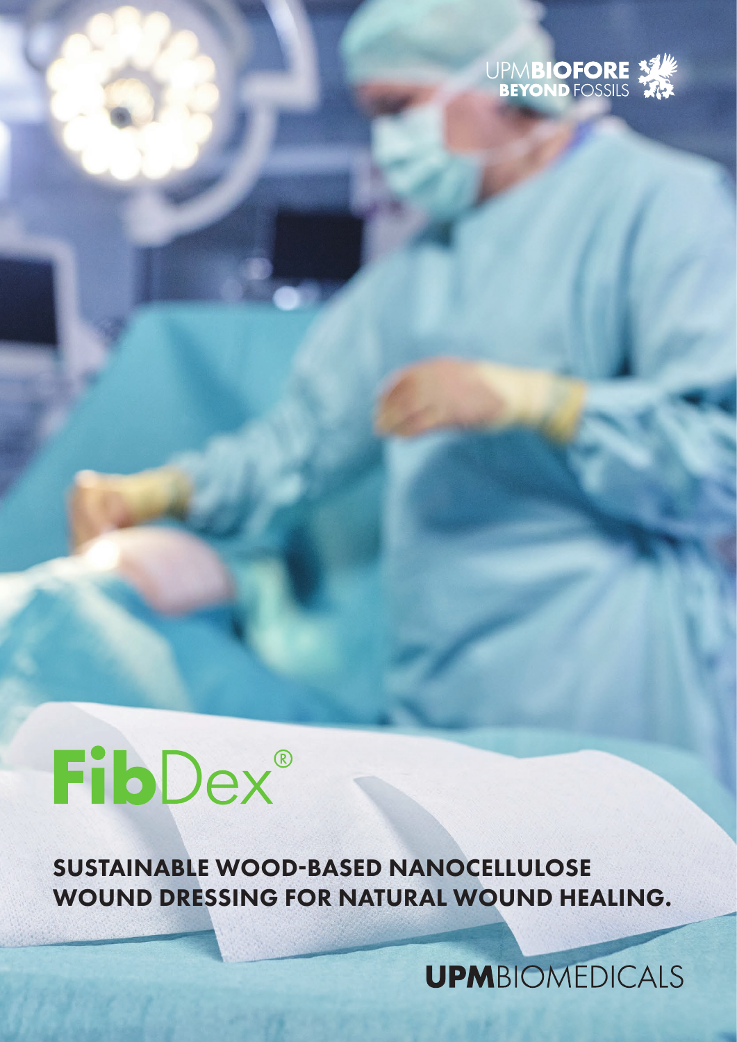UPMBIOFORE
BEYOND FOSSILS

# FibDex®

## SUSTAINABLE WOOD-BASED NANOCELLULOSE WOUND DRESSING FOR NATURAL WOUND HEALING.

UPMBIOMEDICALS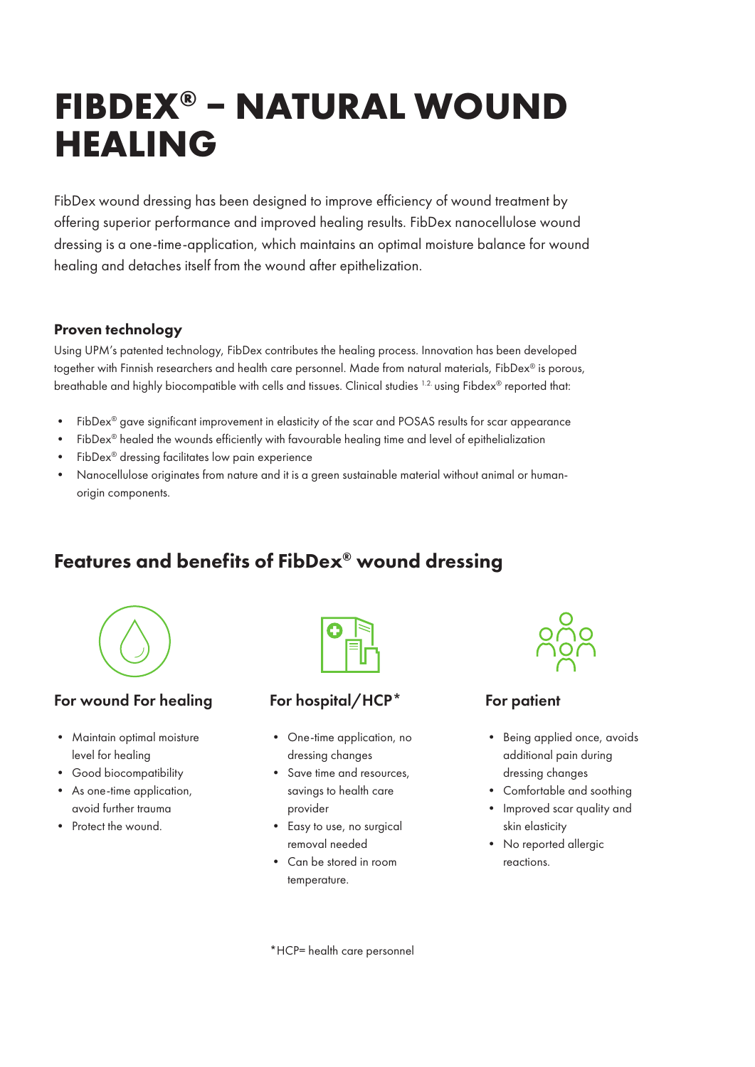# FIBDEX® – NATURAL WOUND HEALING

FibDex wound dressing has been designed to improve efficiency of wound treatment by offering superior performance and improved healing results. FibDex nanocellulose wound dressing is a one-time-application, which maintains an optimal moisture balance for wound healing and detaches itself from the wound after epithelization.

### Proven technology

Using UPM's patented technology, FibDex contributes the healing process. Innovation has been developed together with Finnish researchers and health care personnel. Made from natural materials, FibDex® is porous, breathable and highly biocompatible with cells and tissues. Clinical studies [1,2] using Fibdex® reported that:

- FibDex® gave significant improvement in elasticity of the scar and POSAS results for scar appearance
- FibDex® healed the wounds efficiently with favourable healing time and level of epithelialization
- FibDex® dressing facilitates low pain experience
- Nanocellulose originates from nature and it is a green sustainable material without animal or human-origin components.

## Features and benefits of FibDex® wound dressing

### For wound For healing

- Maintain optimal moisture level for healing
- Good biocompatibility
- As one-time application, avoid further trauma
- Protect the wound.

### For hospital/HCP*

- One-time application, no dressing changes
- Save time and resources, savings to health care provider
- Easy to use, no surgical removal needed
- Can be stored in room temperature.

### For patient

- Being applied once, avoids additional pain during dressing changes
- Comfortable and soothing
- Improved scar quality and skin elasticity
- No reported allergic reactions.

*HCP= health care personnel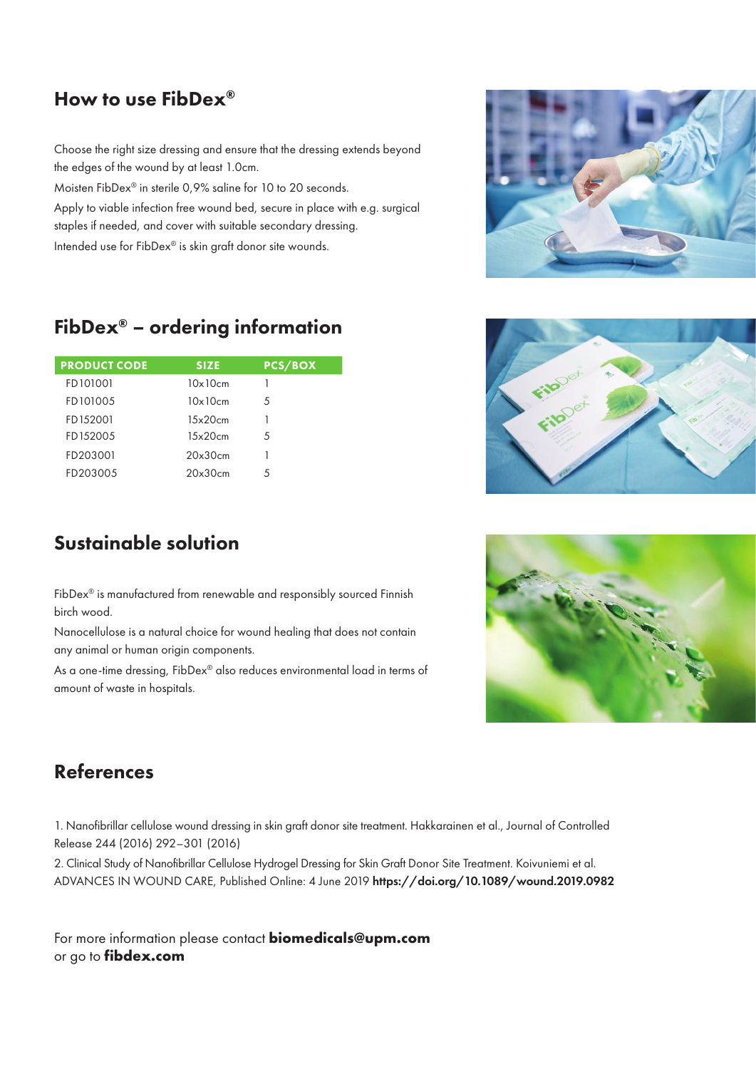## How to use FibDex®

Choose the right size dressing and ensure that the dressing extends beyond the edges of the wound by at least 1.0cm.

Moisten FibDex® in sterile 0,9% saline for 10 to 20 seconds.

Apply to viable infection free wound bed, secure in place with e.g. surgical staples if needed, and cover with suitable secondary dressing.

Intended use for FibDex® is skin graft donor site wounds.

## FibDex® – ordering information

| PRODUCT CODE | SIZE | PCS/BOX |
|---|---|---|
| FD101001 | 10x10cm | 1 |
| FD101005 | 10x10cm | 5 |
| FD152001 | 15x20cm | 1 |
| FD152005 | 15x20cm | 5 |
| FD203001 | 20x30cm | 1 |
| FD203005 | 20x30cm | 5 |

## Sustainable solution

FibDex® is manufactured from renewable and responsibly sourced Finnish birch wood.

Nanocellulose is a natural choice for wound healing that does not contain any animal or human origin components.

As a one-time dressing, FibDex® also reduces environmental load in terms of amount of waste in hospitals.

## References

1. Nanofibrillar cellulose wound dressing in skin graft donor site treatment. Hakkarainen et al., Journal of Controlled Release 244 (2016) 292–301 (2016)
2. Clinical Study of Nanofibrillar Cellulose Hydrogel Dressing for Skin Graft Donor Site Treatment. Koivuniemi et al. ADVANCES IN WOUND CARE, Published Online: 4 June 2019 **https://doi.org/10.1089/wound.2019.0982**

For more information please contact **biomedicals@upm.com**
or go to **fibdex.com**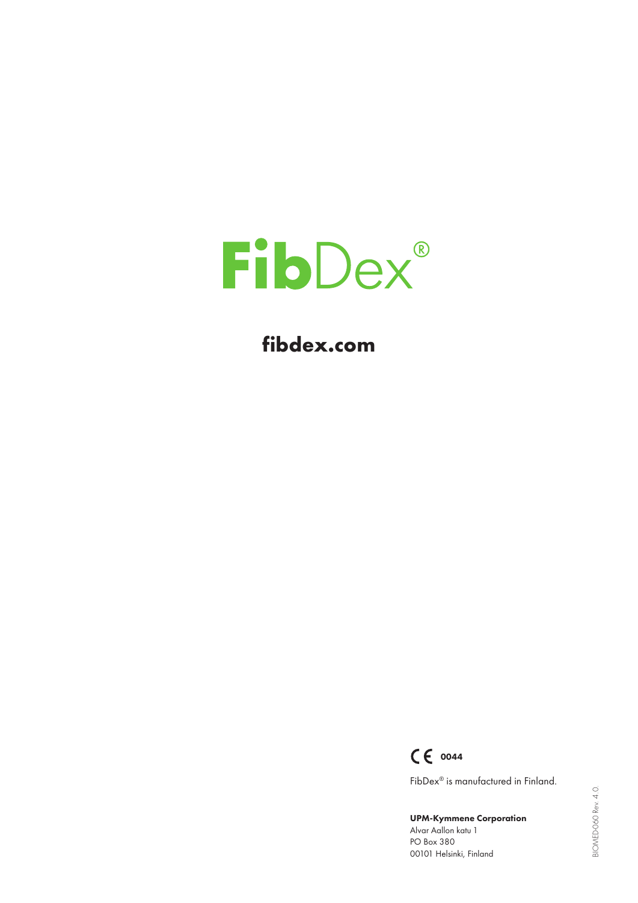FibDex®

**fibdex.com**

CE 0044

FibDex® is manufactured in Finland.

**UPM-Kymmene Corporation**
Alvar Aallon katu 1
PO Box 380
00101 Helsinki, Finland

BIOMED-060 Rev. 4.0.